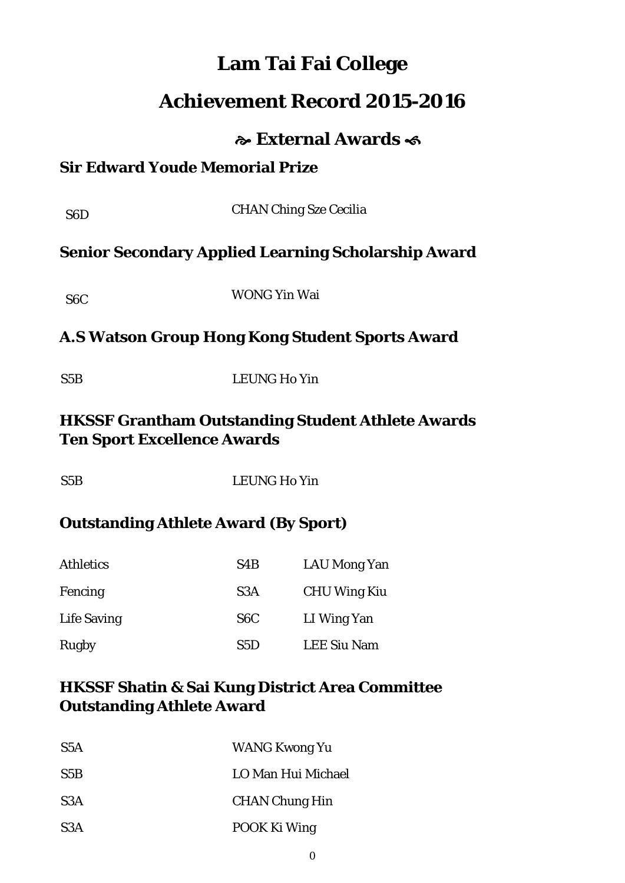# Lam Tai Fai College

# Achievement Record 2015-2016

## ☙ External Awards ❧

### Sir Edward Youde Memorial Prize

| | |
|---|---|
| S6D | CHAN Ching Sze Cecilia |

### Senior Secondary Applied Learning Scholarship Award

| | |
|---|---|
| S6C | WONG Yin Wai |

### A.S Watson Group Hong Kong Student Sports Award

| | |
|---|---|
| S5B | LEUNG Ho Yin |

### HKSSF Grantham Outstanding Student Athlete Awards Ten Sport Excellence Awards

| | |
|---|---|
| S5B | LEUNG Ho Yin |

### Outstanding Athlete Award (By Sport)

| | | |
|---|---|---|
| Athletics | S4B | LAU Mong Yan |
| Fencing | S3A | CHU Wing Kiu |
| Life Saving | S6C | LI Wing Yan |
| Rugby | S5D | LEE Siu Nam |

### HKSSF Shatin & Sai Kung District Area Committee Outstanding Athlete Award

| | |
|---|---|
| S5A | WANG Kwong Yu |
| S5B | LO Man Hui Michael |
| S3A | CHAN Chung Hin |
| S3A | POOK Ki Wing |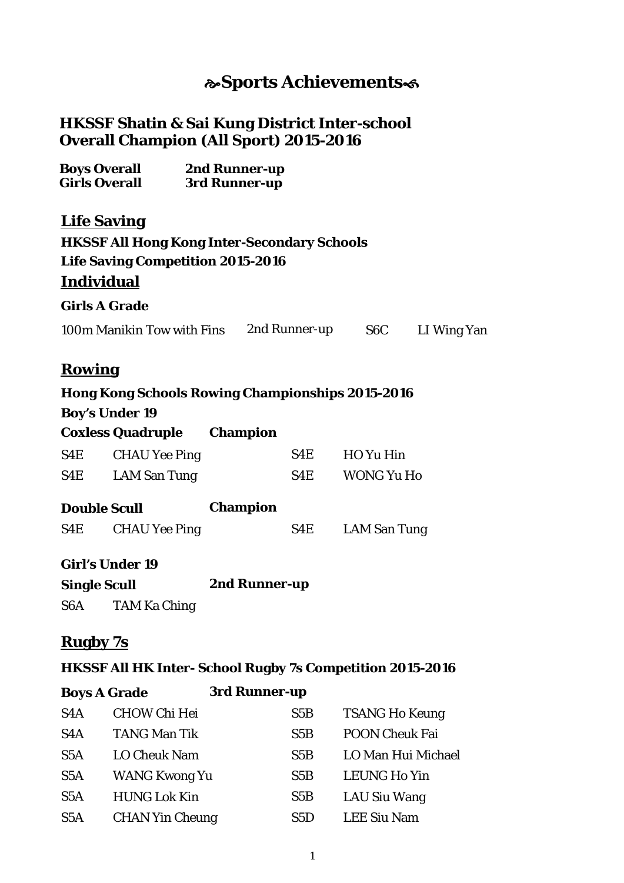# ❧Sports Achievements☙

## HKSSF Shatin & Sai Kung District Inter-school Overall Champion (All Sport) 2015-2016

**Boys Overall** **2nd Runner-up**
**Girls Overall** **3rd Runner-up**

## Life Saving

**HKSSF All Hong Kong Inter-Secondary Schools Life Saving Competition 2015-2016**

### Individual

**Girls A Grade**

| 100m Manikin Tow with Fins | 2nd Runner-up | S6C | LI Wing Yan |
|---|---|---|---|

## Rowing

**Hong Kong Schools Rowing Championships 2015-2016**

**Boy's Under 19**

**Coxless Quadruple** **Champion**

| | | | |
|---|---|---|---|
| S4E | CHAU Yee Ping | S4E | HO Yu Hin |
| S4E | LAM San Tung | S4E | WONG Yu Ho |

**Double Scull** **Champion**

| | | | |
|---|---|---|---|
| S4E | CHAU Yee Ping | S4E | LAM San Tung |

**Girl's Under 19**

**Single Scull** **2nd Runner-up**

S6A TAM Ka Ching

## Rugby 7s

**HKSSF All HK Inter- School Rugby 7s Competition 2015-2016**

**Boys A Grade** **3rd Runner-up**

| | | | |
|---|---|---|---|
| S4A | CHOW Chi Hei | S5B | TSANG Ho Keung |
| S4A | TANG Man Tik | S5B | POON Cheuk Fai |
| S5A | LO Cheuk Nam | S5B | LO Man Hui Michael |
| S5A | WANG Kwong Yu | S5B | LEUNG Ho Yin |
| S5A | HUNG Lok Kin | S5B | LAU Siu Wang |
| S5A | CHAN Yin Cheung | S5D | LEE Siu Nam |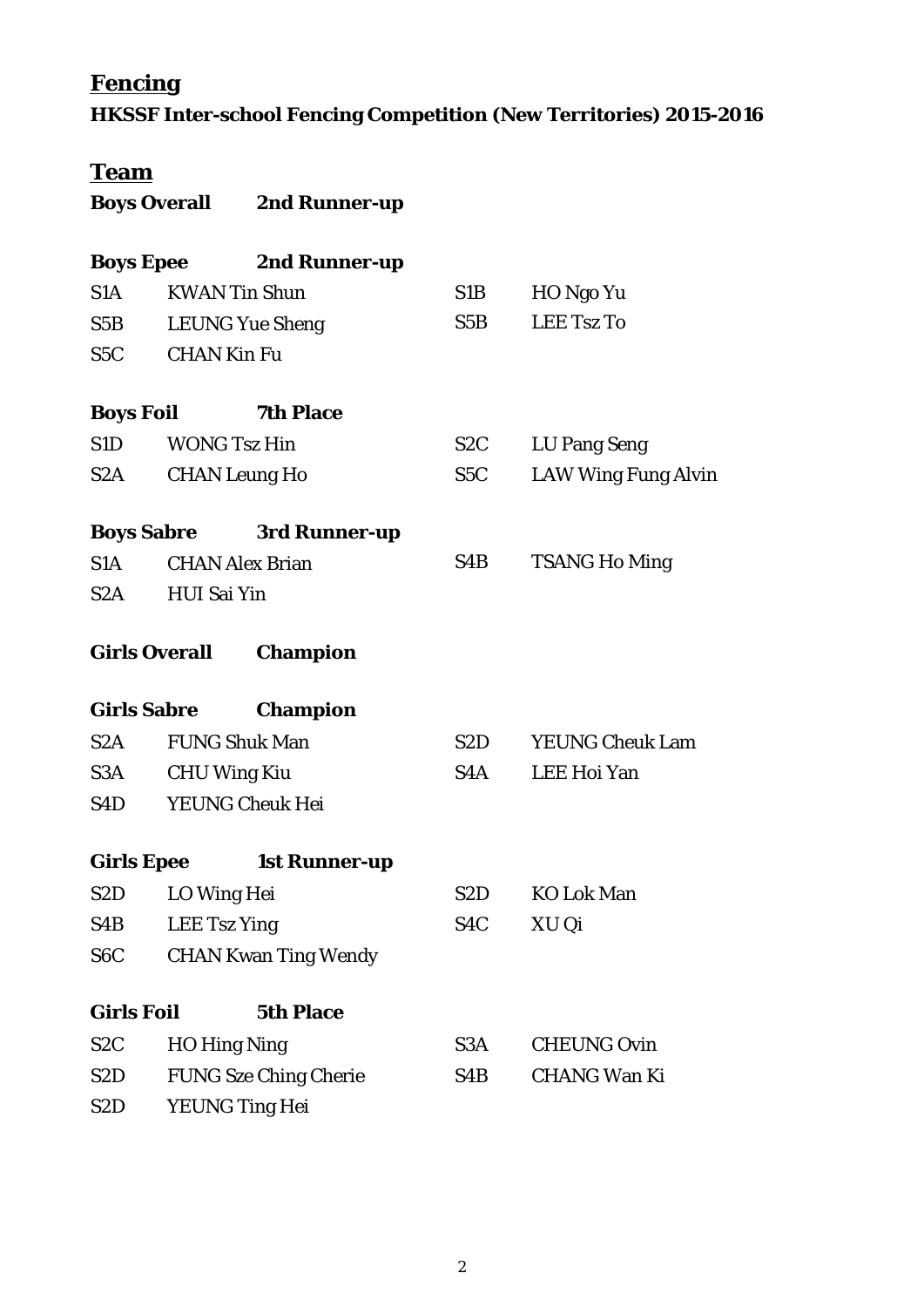## Fencing

**HKSSF Inter-school Fencing Competition (New Territories) 2015-2016**

## Team

**Boys Overall** **2nd Runner-up**

**Boys Epee** **2nd Runner-up**

| | | | |
|---|---|---|---|
| S1A | KWAN Tin Shun | S1B | HO Ngo Yu |
| S5B | LEUNG Yue Sheng | S5B | LEE Tsz To |
| S5C | CHAN Kin Fu | | |

**Boys Foil** **7th Place**

| | | | |
|---|---|---|---|
| S1D | WONG Tsz Hin | S2C | LU Pang Seng |
| S2A | CHAN Leung Ho | S5C | LAW Wing Fung Alvin |

**Boys Sabre** **3rd Runner-up**

| | | | |
|---|---|---|---|
| S1A | CHAN Alex Brian | S4B | TSANG Ho Ming |
| S2A | HUI Sai Yin | | |

**Girls Overall** **Champion**

**Girls Sabre** **Champion**

| | | | |
|---|---|---|---|
| S2A | FUNG Shuk Man | S2D | YEUNG Cheuk Lam |
| S3A | CHU Wing Kiu | S4A | LEE Hoi Yan |
| S4D | YEUNG Cheuk Hei | | |

**Girls Epee** **1st Runner-up**

| | | | |
|---|---|---|---|
| S2D | LO Wing Hei | S2D | KO Lok Man |
| S4B | LEE Tsz Ying | S4C | XU Qi |
| S6C | CHAN Kwan Ting Wendy | | |

**Girls Foil** **5th Place**

| | | | |
|---|---|---|---|
| S2C | HO Hing Ning | S3A | CHEUNG Ovin |
| S2D | FUNG Sze Ching Cherie | S4B | CHANG Wan Ki |
| S2D | YEUNG Ting Hei | | |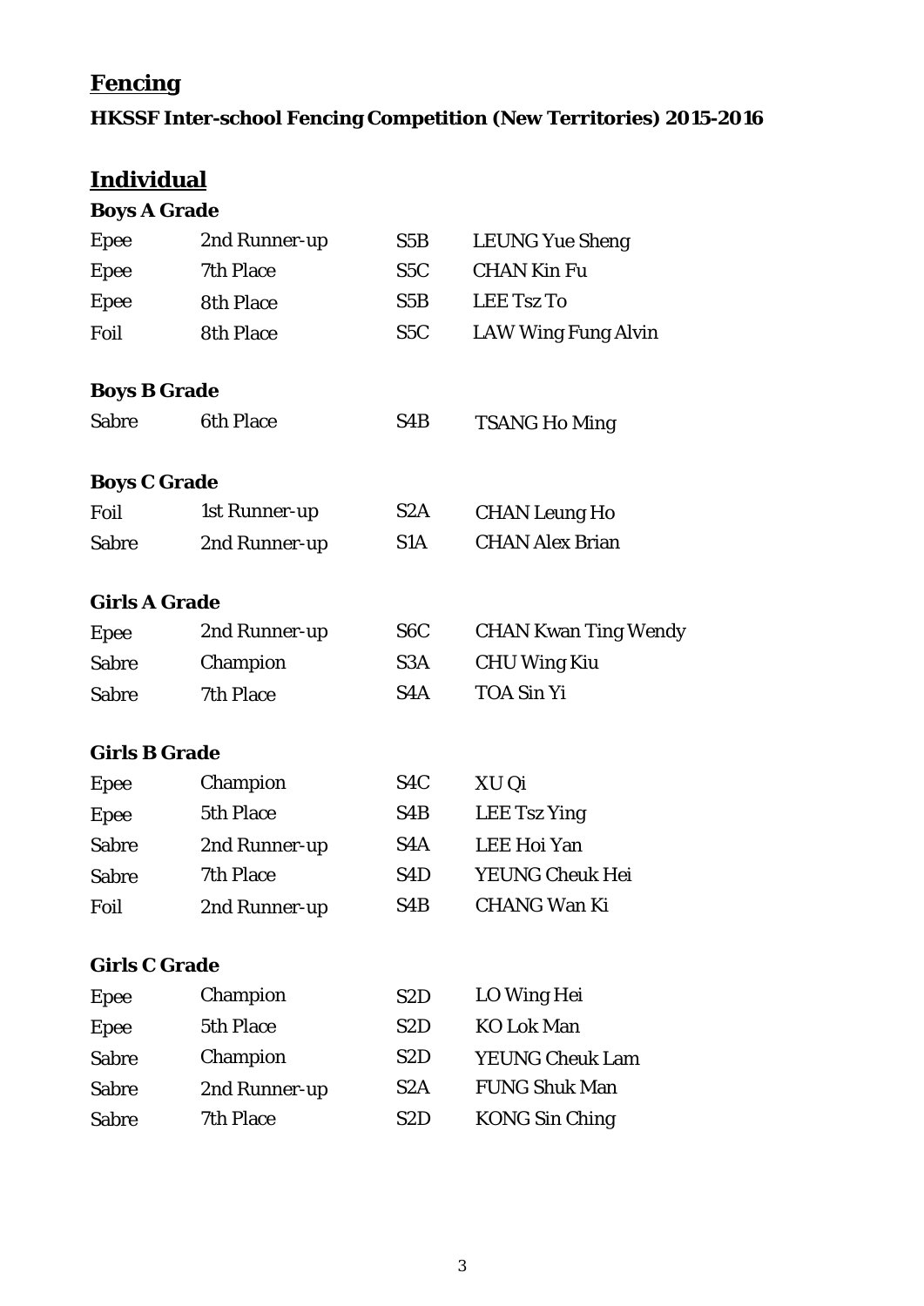# Fencing

**HKSSF Inter-school Fencing Competition (New Territories) 2015-2016**

## Individual

**Boys A Grade**

| | | | |
|---|---|---|---|
| Epee | 2nd Runner-up | S5B | LEUNG Yue Sheng |
| Epee | 7th Place | S5C | CHAN Kin Fu |
| Epee | 8th Place | S5B | LEE Tsz To |
| Foil | 8th Place | S5C | LAW Wing Fung Alvin |

**Boys B Grade**

| | | | |
|---|---|---|---|
| Sabre | 6th Place | S4B | TSANG Ho Ming |

**Boys C Grade**

| | | | |
|---|---|---|---|
| Foil | 1st Runner-up | S2A | CHAN Leung Ho |
| Sabre | 2nd Runner-up | S1A | CHAN Alex Brian |

**Girls A Grade**

| | | | |
|---|---|---|---|
| Epee | 2nd Runner-up | S6C | CHAN Kwan Ting Wendy |
| Sabre | Champion | S3A | CHU Wing Kiu |
| Sabre | 7th Place | S4A | TOA Sin Yi |

**Girls B Grade**

| | | | |
|---|---|---|---|
| Epee | Champion | S4C | XU Qi |
| Epee | 5th Place | S4B | LEE Tsz Ying |
| Sabre | 2nd Runner-up | S4A | LEE Hoi Yan |
| Sabre | 7th Place | S4D | YEUNG Cheuk Hei |
| Foil | 2nd Runner-up | S4B | CHANG Wan Ki |

**Girls C Grade**

| | | | |
|---|---|---|---|
| Epee | Champion | S2D | LO Wing Hei |
| Epee | 5th Place | S2D | KO Lok Man |
| Sabre | Champion | S2D | YEUNG Cheuk Lam |
| Sabre | 2nd Runner-up | S2A | FUNG Shuk Man |
| Sabre | 7th Place | S2D | KONG Sin Ching |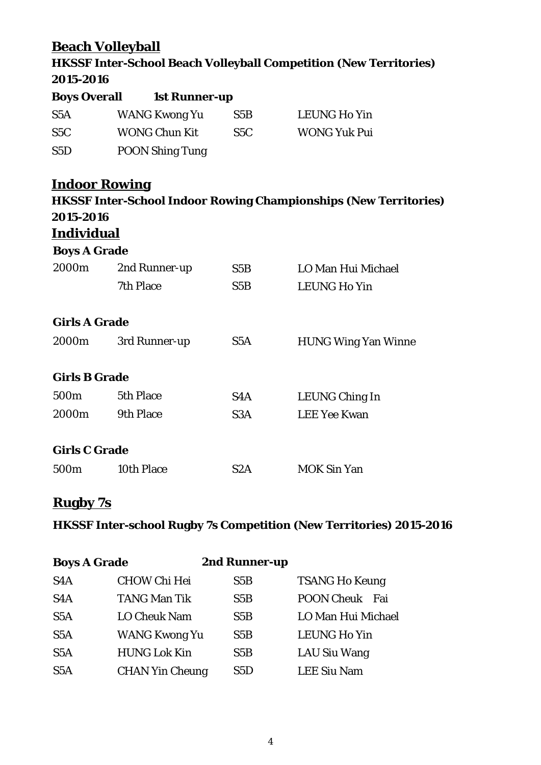## Beach Volleyball

**HKSSF Inter-School Beach Volleyball Competition (New Territories) 2015-2016**

**Boys Overall** **1st Runner-up**

| | | | |
|---|---|---|---|
| S5A | WANG Kwong Yu | S5B | LEUNG Ho Yin |
| S5C | WONG Chun Kit | S5C | WONG Yuk Pui |
| S5D | POON Shing Tung | | |

## Indoor Rowing

**HKSSF Inter-School Indoor Rowing Championships (New Territories) 2015-2016**

### Individual

**Boys A Grade**

| | | | |
|---|---|---|---|
| 2000m | 2nd Runner-up | S5B | LO Man Hui Michael |
| | 7th Place | S5B | LEUNG Ho Yin |

**Girls A Grade**

| | | | |
|---|---|---|---|
| 2000m | 3rd Runner-up | S5A | HUNG Wing Yan Winne |

**Girls B Grade**

| | | | |
|---|---|---|---|
| 500m | 5th Place | S4A | LEUNG Ching In |
| 2000m | 9th Place | S3A | LEE Yee Kwan |

**Girls C Grade**

| | | | |
|---|---|---|---|
| 500m | 10th Place | S2A | MOK Sin Yan |

## Rugby 7s

**HKSSF Inter-school Rugby 7s Competition (New Territories) 2015-2016**

**Boys A Grade** **2nd Runner-up**

| | | | |
|---|---|---|---|
| S4A | CHOW Chi Hei | S5B | TSANG Ho Keung |
| S4A | TANG Man Tik | S5B | POON Cheuk Fai |
| S5A | LO Cheuk Nam | S5B | LO Man Hui Michael |
| S5A | WANG Kwong Yu | S5B | LEUNG Ho Yin |
| S5A | HUNG Lok Kin | S5B | LAU Siu Wang |
| S5A | CHAN Yin Cheung | S5D | LEE Siu Nam |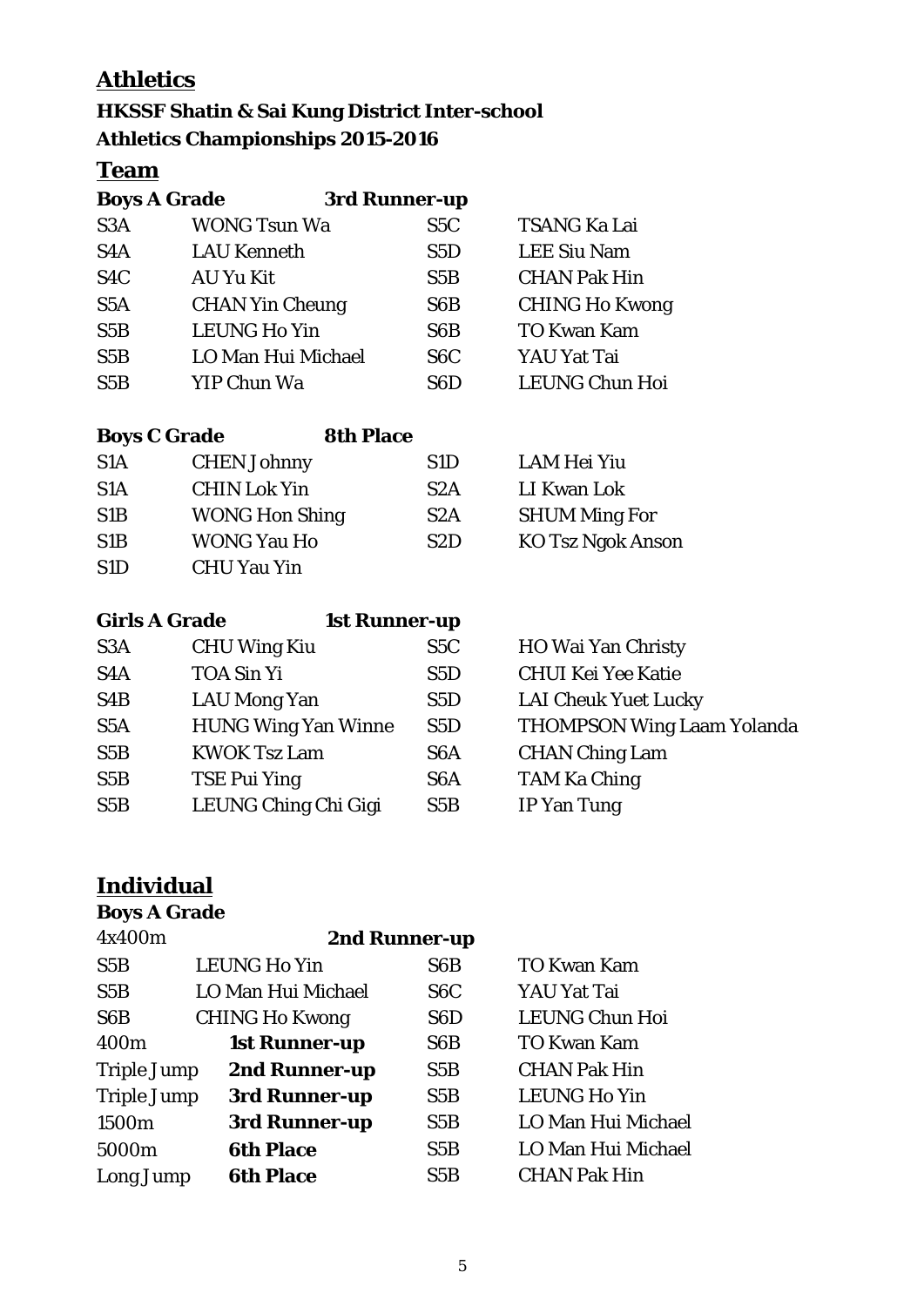# Athletics

### HKSSF Shatin & Sai Kung District Inter-school Athletics Championships 2015-2016

## Team

**Boys A Grade** **3rd Runner-up**

| | | | |
|---|---|---|---|
| S3A | WONG Tsun Wa | S5C | TSANG Ka Lai |
| S4A | LAU Kenneth | S5D | LEE Siu Nam |
| S4C | AU Yu Kit | S5B | CHAN Pak Hin |
| S5A | CHAN Yin Cheung | S6B | CHING Ho Kwong |
| S5B | LEUNG Ho Yin | S6B | TO Kwan Kam |
| S5B | LO Man Hui Michael | S6C | YAU Yat Tai |
| S5B | YIP Chun Wa | S6D | LEUNG Chun Hoi |

**Boys C Grade** **8th Place**

| | | | |
|---|---|---|---|
| S1A | CHEN Johnny | S1D | LAM Hei Yiu |
| S1A | CHIN Lok Yin | S2A | LI Kwan Lok |
| S1B | WONG Hon Shing | S2A | SHUM Ming For |
| S1B | WONG Yau Ho | S2D | KO Tsz Ngok Anson |
| S1D | CHU Yau Yin | | |

**Girls A Grade** **1st Runner-up**

| | | | |
|---|---|---|---|
| S3A | CHU Wing Kiu | S5C | HO Wai Yan Christy |
| S4A | TOA Sin Yi | S5D | CHUI Kei Yee Katie |
| S4B | LAU Mong Yan | S5D | LAI Cheuk Yuet Lucky |
| S5A | HUNG Wing Yan Winne | S5D | THOMPSON Wing Laam Yolanda |
| S5B | KWOK Tsz Lam | S6A | CHAN Ching Lam |
| S5B | TSE Pui Ying | S6A | TAM Ka Ching |
| S5B | LEUNG Ching Chi Gigi | S5B | IP Yan Tung |

## Individual

**Boys A Grade**

4x400m **2nd Runner-up**

| | | | |
|---|---|---|---|
| S5B | LEUNG Ho Yin | S6B | TO Kwan Kam |
| S5B | LO Man Hui Michael | S6C | YAU Yat Tai |
| S6B | CHING Ho Kwong | S6D | LEUNG Chun Hoi |

| | | | |
|---|---|---|---|
| 400m | **1st Runner-up** | S6B | TO Kwan Kam |
| Triple Jump | **2nd Runner-up** | S5B | CHAN Pak Hin |
| Triple Jump | **3rd Runner-up** | S5B | LEUNG Ho Yin |
| 1500m | **3rd Runner-up** | S5B | LO Man Hui Michael |
| 5000m | **6th Place** | S5B | LO Man Hui Michael |
| Long Jump | **6th Place** | S5B | CHAN Pak Hin |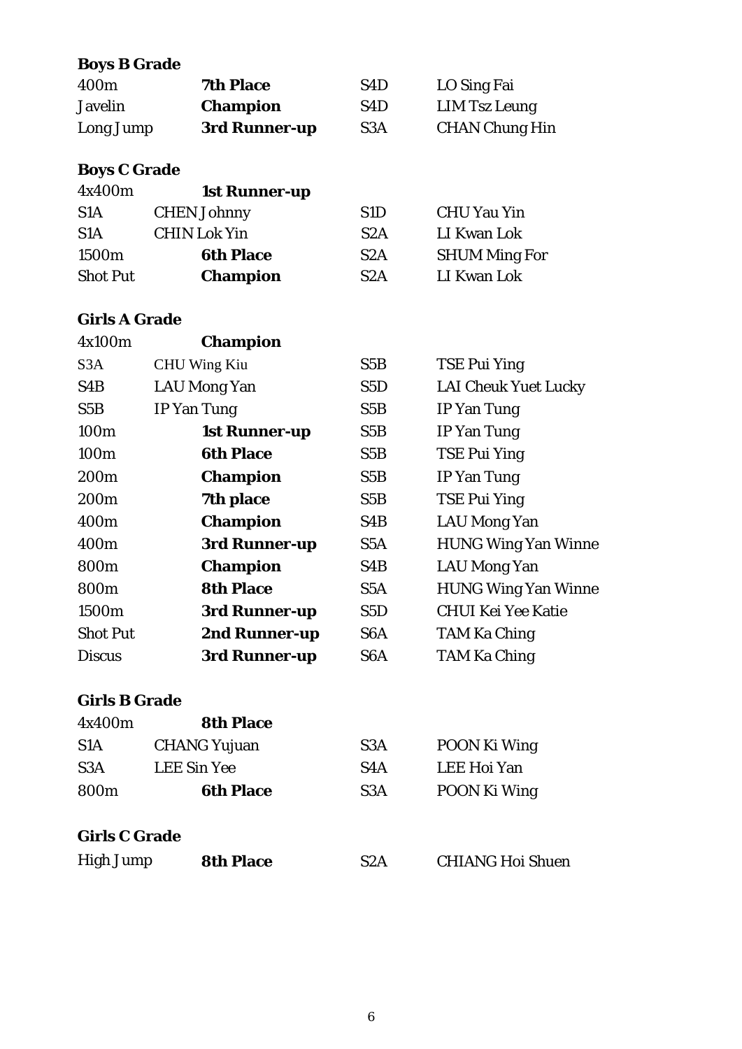**Boys B Grade**

| | | | |
|---|---|---|---|
| 400m | **7th Place** | S4D | LO Sing Fai |
| Javelin | **Champion** | S4D | LIM Tsz Leung |
| Long Jump | **3rd Runner-up** | S3A | CHAN Chung Hin |

**Boys C Grade**

| | | | |
|---|---|---|---|
| 4x400m | **1st Runner-up** | | |
| S1A | CHEN Johnny | S1D | CHU Yau Yin |
| S1A | CHIN Lok Yin | S2A | LI Kwan Lok |
| 1500m | **6th Place** | S2A | SHUM Ming For |
| Shot Put | **Champion** | S2A | LI Kwan Lok |

**Girls A Grade**

| | | | |
|---|---|---|---|
| 4x100m | **Champion** | | |
| S3A | CHU Wing Kiu | S5B | TSE Pui Ying |
| S4B | LAU Mong Yan | S5D | LAI Cheuk Yuet Lucky |
| S5B | IP Yan Tung | S5B | IP Yan Tung |
| 100m | **1st Runner-up** | S5B | IP Yan Tung |
| 100m | **6th Place** | S5B | TSE Pui Ying |
| 200m | **Champion** | S5B | IP Yan Tung |
| 200m | **7th place** | S5B | TSE Pui Ying |
| 400m | **Champion** | S4B | LAU Mong Yan |
| 400m | **3rd Runner-up** | S5A | HUNG Wing Yan Winne |
| 800m | **Champion** | S4B | LAU Mong Yan |
| 800m | **8th Place** | S5A | HUNG Wing Yan Winne |
| 1500m | **3rd Runner-up** | S5D | CHUI Kei Yee Katie |
| Shot Put | **2nd Runner-up** | S6A | TAM Ka Ching |
| Discus | **3rd Runner-up** | S6A | TAM Ka Ching |

**Girls B Grade**

| | | | |
|---|---|---|---|
| 4x400m | **8th Place** | | |
| S1A | CHANG Yujuan | S3A | POON Ki Wing |
| S3A | LEE Sin Yee | S4A | LEE Hoi Yan |
| 800m | **6th Place** | S3A | POON Ki Wing |

**Girls C Grade**

| | | | |
|---|---|---|---|
| High Jump | **8th Place** | S2A | CHIANG Hoi Shuen |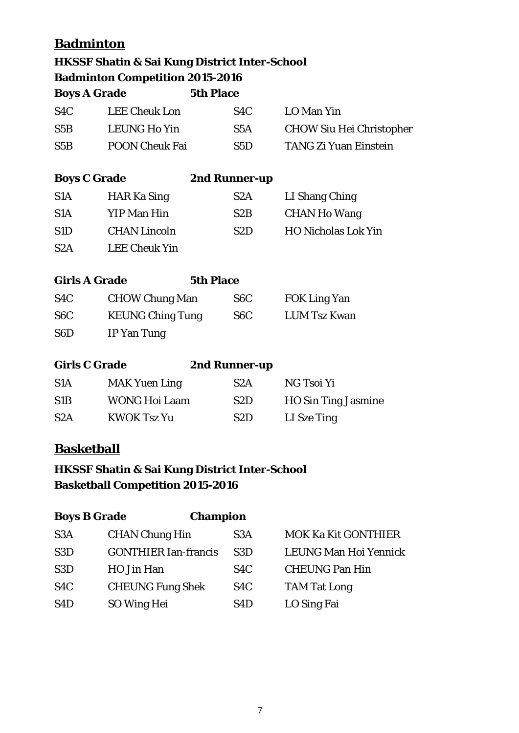## Badminton

**HKSSF Shatin & Sai Kung District Inter-School**
**Badminton Competition 2015-2016**

**Boys A Grade** **5th Place**

| | | | |
|---|---|---|---|
| S4C | LEE Cheuk Lon | S4C | LO Man Yin |
| S5B | LEUNG Ho Yin | S5A | CHOW Siu Hei Christopher |
| S5B | POON Cheuk Fai | S5D | TANG Zi Yuan Einstein |

**Boys C Grade** **2nd Runner-up**

| | | | |
|---|---|---|---|
| S1A | HAR Ka Sing | S2A | LI Shang Ching |
| S1A | YIP Man Hin | S2B | CHAN Ho Wang |
| S1D | CHAN Lincoln | S2D | HO Nicholas Lok Yin |
| S2A | LEE Cheuk Yin | | |

**Girls A Grade** **5th Place**

| | | | |
|---|---|---|---|
| S4C | CHOW Chung Man | S6C | FOK Ling Yan |
| S6C | KEUNG Ching Tung | S6C | LUM Tsz Kwan |
| S6D | IP Yan Tung | | |

**Girls C Grade** **2nd Runner-up**

| | | | |
|---|---|---|---|
| S1A | MAK Yuen Ling | S2A | NG Tsoi Yi |
| S1B | WONG Hoi Laam | S2D | HO Sin Ting Jasmine |
| S2A | KWOK Tsz Yu | S2D | LI Sze Ting |

## Basketball

**HKSSF Shatin & Sai Kung District Inter-School**
**Basketball Competition 2015-2016**

**Boys B Grade** **Champion**

| | | | |
|---|---|---|---|
| S3A | CHAN Chung Hin | S3A | MOK Ka Kit GONTHIER |
| S3D | GONTHIER Ian-francis | S3D | LEUNG Man Hoi Yennick |
| S3D | HO Jin Han | S4C | CHEUNG Pan Hin |
| S4C | CHEUNG Fung Shek | S4C | TAM Tat Long |
| S4D | SO Wing Hei | S4D | LO Sing Fai |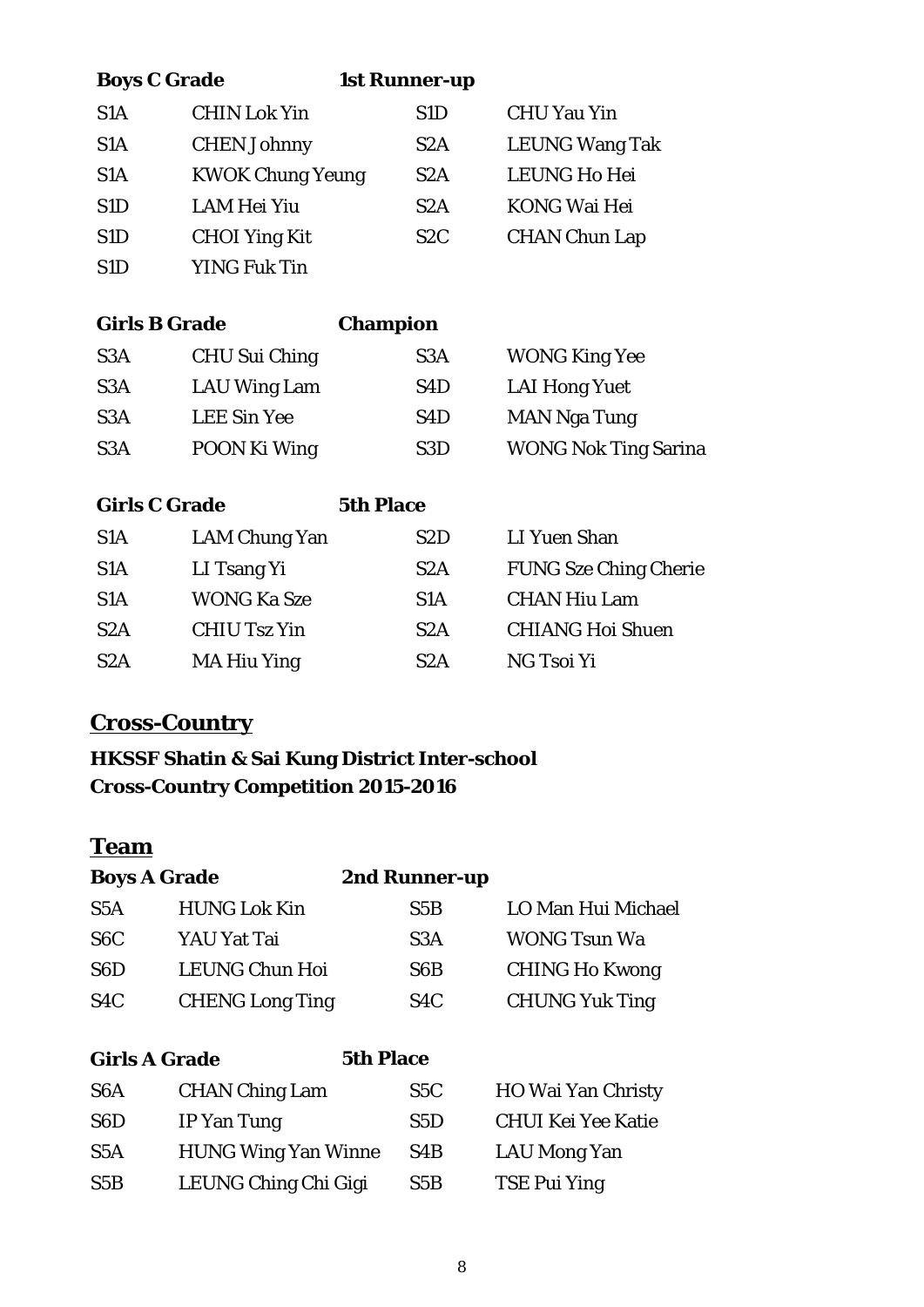**Boys C Grade** **1st Runner-up**

| | | | |
|---|---|---|---|
| S1A | CHIN Lok Yin | S1D | CHU Yau Yin |
| S1A | CHEN Johnny | S2A | LEUNG Wang Tak |
| S1A | KWOK Chung Yeung | S2A | LEUNG Ho Hei |
| S1D | LAM Hei Yiu | S2A | KONG Wai Hei |
| S1D | CHOI Ying Kit | S2C | CHAN Chun Lap |
| S1D | YING Fuk Tin | | |

**Girls B Grade** **Champion**

| | | | |
|---|---|---|---|
| S3A | CHU Sui Ching | S3A | WONG King Yee |
| S3A | LAU Wing Lam | S4D | LAI Hong Yuet |
| S3A | LEE Sin Yee | S4D | MAN Nga Tung |
| S3A | POON Ki Wing | S3D | WONG Nok Ting Sarina |

**Girls C Grade** **5th Place**

| | | | |
|---|---|---|---|
| S1A | LAM Chung Yan | S2D | LI Yuen Shan |
| S1A | LI Tsang Yi | S2A | FUNG Sze Ching Cherie |
| S1A | WONG Ka Sze | S1A | CHAN Hiu Lam |
| S2A | CHIU Tsz Yin | S2A | CHIANG Hoi Shuen |
| S2A | MA Hiu Ying | S2A | NG Tsoi Yi |

## Cross-Country

**HKSSF Shatin & Sai Kung District Inter-school Cross-Country Competition 2015-2016**

## Team

**Boys A Grade** **2nd Runner-up**

| | | | |
|---|---|---|---|
| S5A | HUNG Lok Kin | S5B | LO Man Hui Michael |
| S6C | YAU Yat Tai | S3A | WONG Tsun Wa |
| S6D | LEUNG Chun Hoi | S6B | CHING Ho Kwong |
| S4C | CHENG Long Ting | S4C | CHUNG Yuk Ting |

**Girls A Grade** **5th Place**

| | | | |
|---|---|---|---|
| S6A | CHAN Ching Lam | S5C | HO Wai Yan Christy |
| S6D | IP Yan Tung | S5D | CHUI Kei Yee Katie |
| S5A | HUNG Wing Yan Winne | S4B | LAU Mong Yan |
| S5B | LEUNG Ching Chi Gigi | S5B | TSE Pui Ying |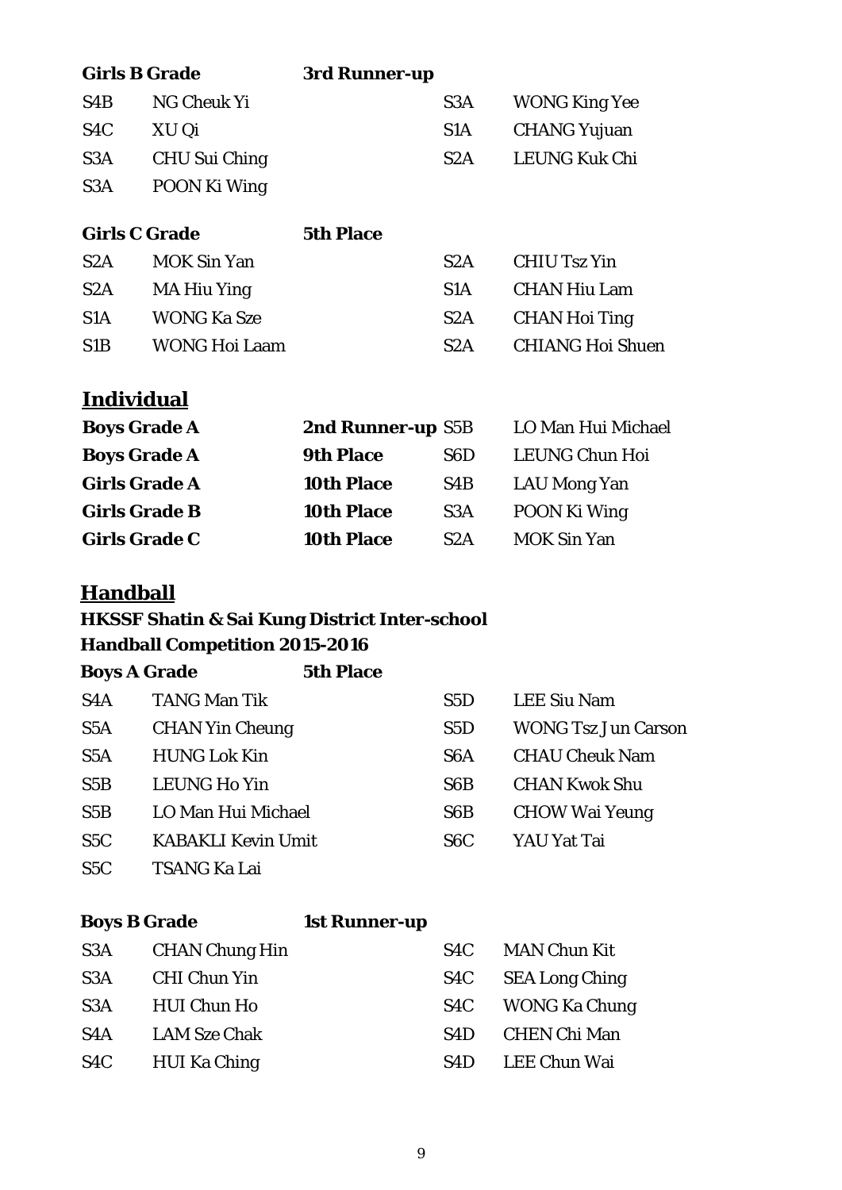**Girls B Grade** **3rd Runner-up**

| | | | |
|---|---|---|---|
| S4B | NG Cheuk Yi | S3A | WONG King Yee |
| S4C | XU Qi | S1A | CHANG Yujuan |
| S3A | CHU Sui Ching | S2A | LEUNG Kuk Chi |
| S3A | POON Ki Wing | | |

**Girls C Grade** **5th Place**

| | | | |
|---|---|---|---|
| S2A | MOK Sin Yan | S2A | CHIU Tsz Yin |
| S2A | MA Hiu Ying | S1A | CHAN Hiu Lam |
| S1A | WONG Ka Sze | S2A | CHAN Hoi Ting |
| S1B | WONG Hoi Laam | S2A | CHIANG Hoi Shuen |

## Individual

| | | | |
|---|---|---|---|
| **Boys Grade A** | **2nd Runner-up** | S5B | LO Man Hui Michael |
| **Boys Grade A** | **9th Place** | S6D | LEUNG Chun Hoi |
| **Girls Grade A** | **10th Place** | S4B | LAU Mong Yan |
| **Girls Grade B** | **10th Place** | S3A | POON Ki Wing |
| **Girls Grade C** | **10th Place** | S2A | MOK Sin Yan |

## Handball

**HKSSF Shatin & Sai Kung District Inter-school Handball Competition 2015-2016**

**Boys A Grade** **5th Place**

| | | | |
|---|---|---|---|
| S4A | TANG Man Tik | S5D | LEE Siu Nam |
| S5A | CHAN Yin Cheung | S5D | WONG Tsz Jun Carson |
| S5A | HUNG Lok Kin | S6A | CHAU Cheuk Nam |
| S5B | LEUNG Ho Yin | S6B | CHAN Kwok Shu |
| S5B | LO Man Hui Michael | S6B | CHOW Wai Yeung |
| S5C | KABAKLI Kevin Umit | S6C | YAU Yat Tai |
| S5C | TSANG Ka Lai | | |

**Boys B Grade** **1st Runner-up**

| | | | |
|---|---|---|---|
| S3A | CHAN Chung Hin | S4C | MAN Chun Kit |
| S3A | CHI Chun Yin | S4C | SEA Long Ching |
| S3A | HUI Chun Ho | S4C | WONG Ka Chung |
| S4A | LAM Sze Chak | S4D | CHEN Chi Man |
| S4C | HUI Ka Ching | S4D | LEE Chun Wai |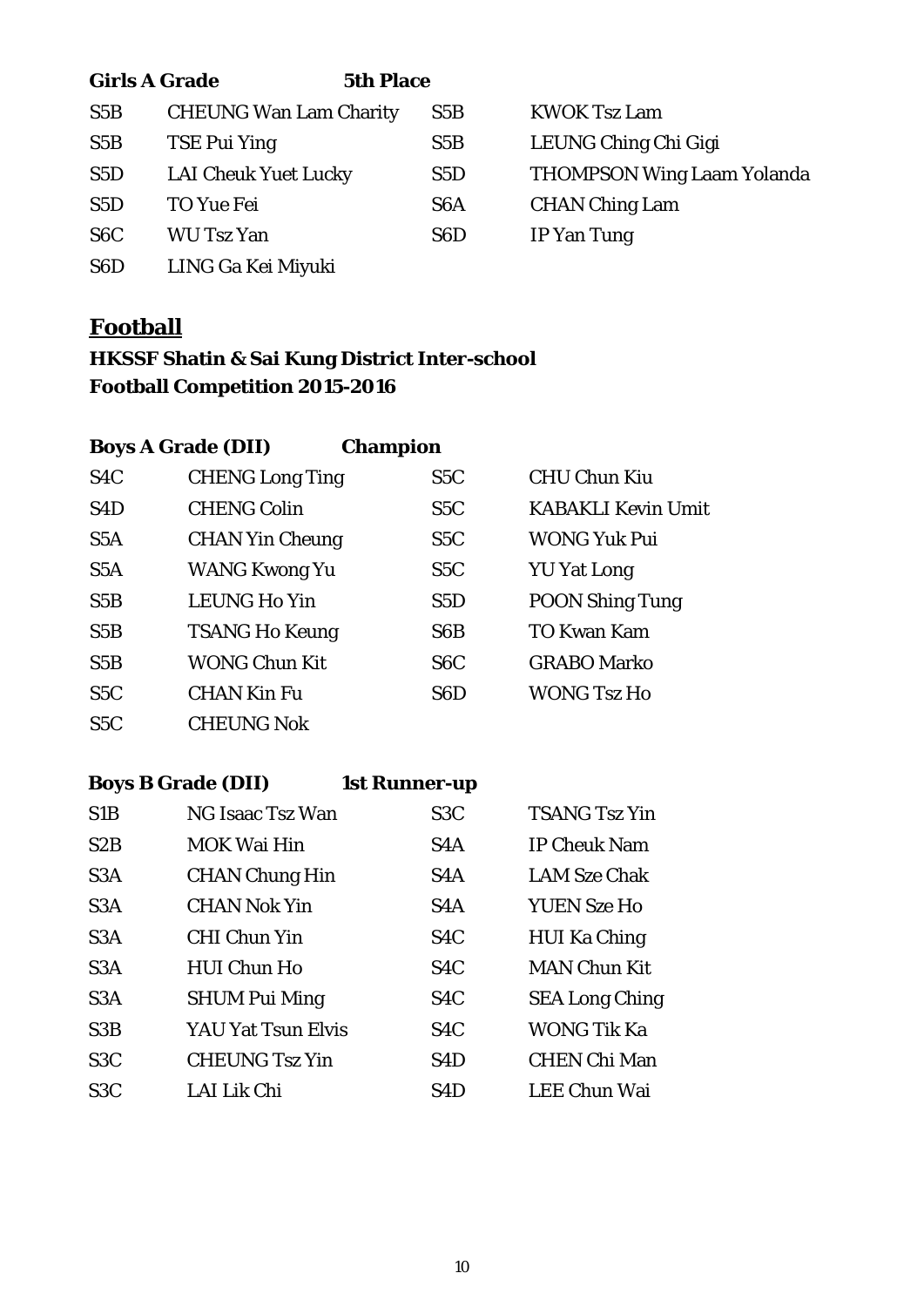**Girls A Grade** **5th Place**

| | | | |
|---|---|---|---|
| S5B | CHEUNG Wan Lam Charity | S5B | KWOK Tsz Lam |
| S5B | TSE Pui Ying | S5B | LEUNG Ching Chi Gigi |
| S5D | LAI Cheuk Yuet Lucky | S5D | THOMPSON Wing Laam Yolanda |
| S5D | TO Yue Fei | S6A | CHAN Ching Lam |
| S6C | WU Tsz Yan | S6D | IP Yan Tung |
| S6D | LING Ga Kei Miyuki | | |

## Football

### HKSSF Shatin & Sai Kung District Inter-school Football Competition 2015-2016

**Boys A Grade (DII)** **Champion**

| | | | |
|---|---|---|---|
| S4C | CHENG Long Ting | S5C | CHU Chun Kiu |
| S4D | CHENG Colin | S5C | KABAKLI Kevin Umit |
| S5A | CHAN Yin Cheung | S5C | WONG Yuk Pui |
| S5A | WANG Kwong Yu | S5C | YU Yat Long |
| S5B | LEUNG Ho Yin | S5D | POON Shing Tung |
| S5B | TSANG Ho Keung | S6B | TO Kwan Kam |
| S5B | WONG Chun Kit | S6C | GRABO Marko |
| S5C | CHAN Kin Fu | S6D | WONG Tsz Ho |
| S5C | CHEUNG Nok | | |

**Boys B Grade (DII)** **1st Runner-up**

| | | | |
|---|---|---|---|
| S1B | NG Isaac Tsz Wan | S3C | TSANG Tsz Yin |
| S2B | MOK Wai Hin | S4A | IP Cheuk Nam |
| S3A | CHAN Chung Hin | S4A | LAM Sze Chak |
| S3A | CHAN Nok Yin | S4A | YUEN Sze Ho |
| S3A | CHI Chun Yin | S4C | HUI Ka Ching |
| S3A | HUI Chun Ho | S4C | MAN Chun Kit |
| S3A | SHUM Pui Ming | S4C | SEA Long Ching |
| S3B | YAU Yat Tsun Elvis | S4C | WONG Tik Ka |
| S3C | CHEUNG Tsz Yin | S4D | CHEN Chi Man |
| S3C | LAI Lik Chi | S4D | LEE Chun Wai |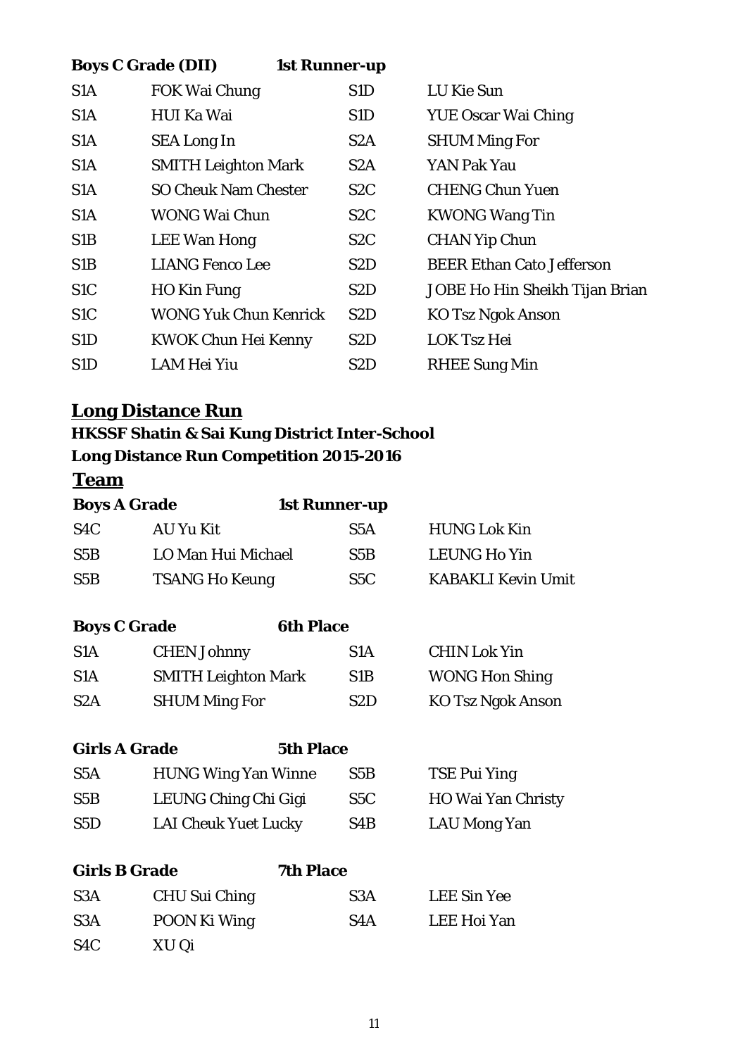**Boys C Grade (DII)** **1st Runner-up**

| | | | |
|---|---|---|---|
| S1A | FOK Wai Chung | S1D | LU Kie Sun |
| S1A | HUI Ka Wai | S1D | YUE Oscar Wai Ching |
| S1A | SEA Long In | S2A | SHUM Ming For |
| S1A | SMITH Leighton Mark | S2A | YAN Pak Yau |
| S1A | SO Cheuk Nam Chester | S2C | CHENG Chun Yuen |
| S1A | WONG Wai Chun | S2C | KWONG Wang Tin |
| S1B | LEE Wan Hong | S2C | CHAN Yip Chun |
| S1B | LIANG Fenco Lee | S2D | BEER Ethan Cato Jefferson |
| S1C | HO Kin Fung | S2D | JOBE Ho Hin Sheikh Tijan Brian |
| S1C | WONG Yuk Chun Kenrick | S2D | KO Tsz Ngok Anson |
| S1D | KWOK Chun Hei Kenny | S2D | LOK Tsz Hei |
| S1D | LAM Hei Yiu | S2D | RHEE Sung Min |

## Long Distance Run

### HKSSF Shatin & Sai Kung District Inter-School Long Distance Run Competition 2015-2016

### Team

**Boys A Grade** **1st Runner-up**

| | | | |
|---|---|---|---|
| S4C | AU Yu Kit | S5A | HUNG Lok Kin |
| S5B | LO Man Hui Michael | S5B | LEUNG Ho Yin |
| S5B | TSANG Ho Keung | S5C | KABAKLI Kevin Umit |

**Boys C Grade** **6th Place**

| | | | |
|---|---|---|---|
| S1A | CHEN Johnny | S1A | CHIN Lok Yin |
| S1A | SMITH Leighton Mark | S1B | WONG Hon Shing |
| S2A | SHUM Ming For | S2D | KO Tsz Ngok Anson |

**Girls A Grade** **5th Place**

| | | | |
|---|---|---|---|
| S5A | HUNG Wing Yan Winne | S5B | TSE Pui Ying |
| S5B | LEUNG Ching Chi Gigi | S5C | HO Wai Yan Christy |
| S5D | LAI Cheuk Yuet Lucky | S4B | LAU Mong Yan |

**Girls B Grade** **7th Place**

| | | | |
|---|---|---|---|
| S3A | CHU Sui Ching | S3A | LEE Sin Yee |
| S3A | POON Ki Wing | S4A | LEE Hoi Yan |
| S4C | XU Qi | | |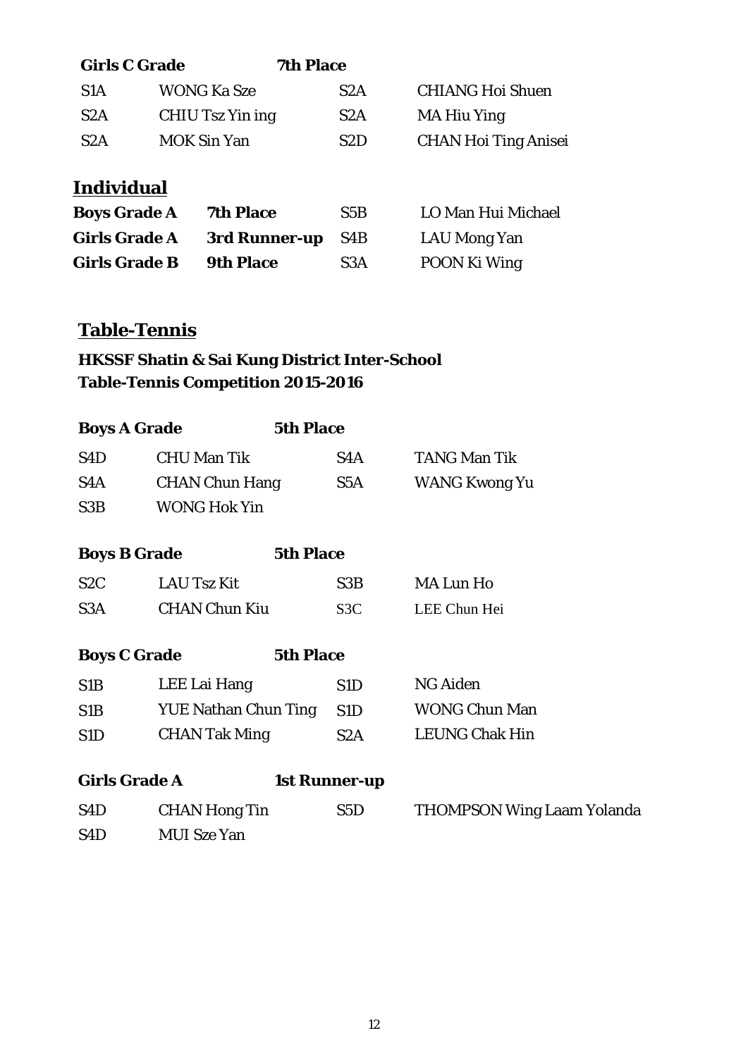**Girls C Grade** **7th Place**

| | | | |
|---|---|---|---|
| S1A | WONG Ka Sze | S2A | CHIANG Hoi Shuen |
| S2A | CHIU Tsz Yin ing | S2A | MA Hiu Ying |
| S2A | MOK Sin Yan | S2D | CHAN Hoi Ting Anisei |

## Individual

| | | | |
|---|---|---|---|
| **Boys Grade A** | **7th Place** | S5B | LO Man Hui Michael |
| **Girls Grade A** | **3rd Runner-up** | S4B | LAU Mong Yan |
| **Girls Grade B** | **9th Place** | S3A | POON Ki Wing |

## Table-Tennis

### HKSSF Shatin & Sai Kung District Inter-School Table-Tennis Competition 2015-2016

**Boys A Grade** **5th Place**

| | | | |
|---|---|---|---|
| S4D | CHU Man Tik | S4A | TANG Man Tik |
| S4A | CHAN Chun Hang | S5A | WANG Kwong Yu |
| S3B | WONG Hok Yin | | |

**Boys B Grade** **5th Place**

| | | | |
|---|---|---|---|
| S2C | LAU Tsz Kit | S3B | MA Lun Ho |
| S3A | CHAN Chun Kiu | S3C | LEE Chun Hei |

**Boys C Grade** **5th Place**

| | | | |
|---|---|---|---|
| S1B | LEE Lai Hang | S1D | NG Aiden |
| S1B | YUE Nathan Chun Ting | S1D | WONG Chun Man |
| S1D | CHAN Tak Ming | S2A | LEUNG Chak Hin |

**Girls Grade A** **1st Runner-up**

| | | | |
|---|---|---|---|
| S4D | CHAN Hong Tin | S5D | THOMPSON Wing Laam Yolanda |
| S4D | MUI Sze Yan | | |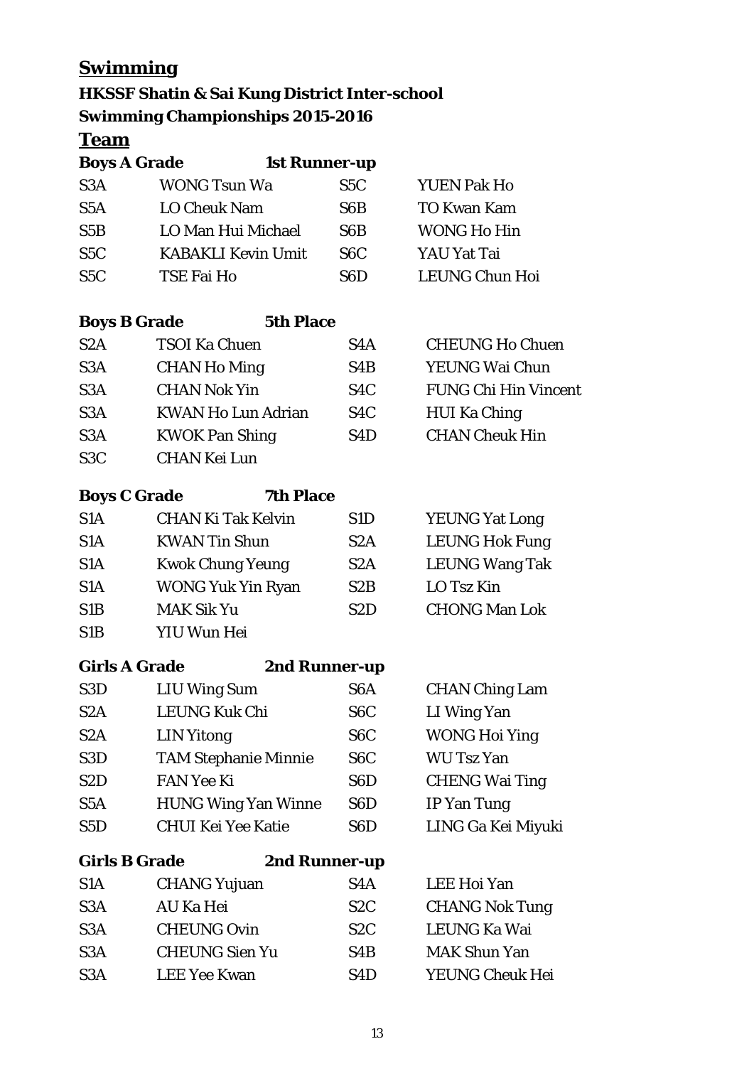## Swimming

### HKSSF Shatin & Sai Kung District Inter-school Swimming Championships 2015-2016

### Team

**Boys A Grade** **1st Runner-up**

| | | | |
|---|---|---|---|
| S3A | WONG Tsun Wa | S5C | YUEN Pak Ho |
| S5A | LO Cheuk Nam | S6B | TO Kwan Kam |
| S5B | LO Man Hui Michael | S6B | WONG Ho Hin |
| S5C | KABAKLI Kevin Umit | S6C | YAU Yat Tai |
| S5C | TSE Fai Ho | S6D | LEUNG Chun Hoi |

**Boys B Grade** **5th Place**

| | | | |
|---|---|---|---|
| S2A | TSOI Ka Chuen | S4A | CHEUNG Ho Chuen |
| S3A | CHAN Ho Ming | S4B | YEUNG Wai Chun |
| S3A | CHAN Nok Yin | S4C | FUNG Chi Hin Vincent |
| S3A | KWAN Ho Lun Adrian | S4C | HUI Ka Ching |
| S3A | KWOK Pan Shing | S4D | CHAN Cheuk Hin |
| S3C | CHAN Kei Lun | | |

**Boys C Grade** **7th Place**

| | | | |
|---|---|---|---|
| S1A | CHAN Ki Tak Kelvin | S1D | YEUNG Yat Long |
| S1A | KWAN Tin Shun | S2A | LEUNG Hok Fung |
| S1A | Kwok Chung Yeung | S2A | LEUNG Wang Tak |
| S1A | WONG Yuk Yin Ryan | S2B | LO Tsz Kin |
| S1B | MAK Sik Yu | S2D | CHONG Man Lok |
| S1B | YIU Wun Hei | | |

**Girls A Grade** **2nd Runner-up**

| | | | |
|---|---|---|---|
| S3D | LIU Wing Sum | S6A | CHAN Ching Lam |
| S2A | LEUNG Kuk Chi | S6C | LI Wing Yan |
| S2A | LIN Yitong | S6C | WONG Hoi Ying |
| S3D | TAM Stephanie Minnie | S6C | WU Tsz Yan |
| S2D | FAN Yee Ki | S6D | CHENG Wai Ting |
| S5A | HUNG Wing Yan Winne | S6D | IP Yan Tung |
| S5D | CHUI Kei Yee Katie | S6D | LING Ga Kei Miyuki |

**Girls B Grade** **2nd Runner-up**

| | | | |
|---|---|---|---|
| S1A | CHANG Yujuan | S4A | LEE Hoi Yan |
| S3A | AU Ka Hei | S2C | CHANG Nok Tung |
| S3A | CHEUNG Ovin | S2C | LEUNG Ka Wai |
| S3A | CHEUNG Sien Yu | S4B | MAK Shun Yan |
| S3A | LEE Yee Kwan | S4D | YEUNG Cheuk Hei |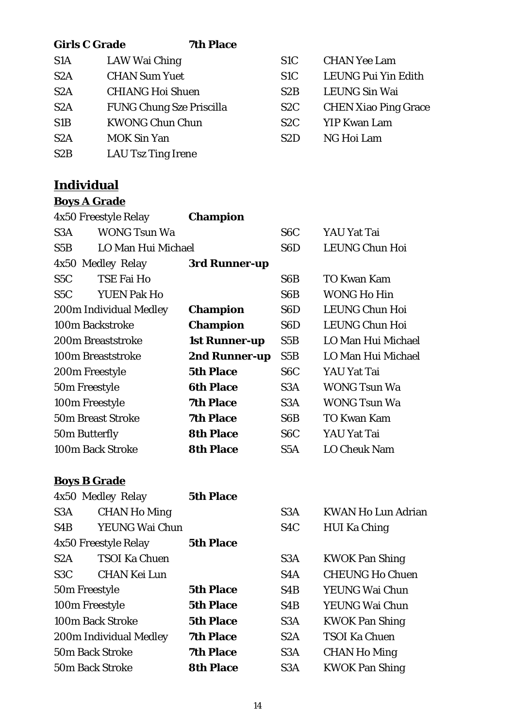**Girls C Grade** **7th Place**

| | | | |
|---|---|---|---|
| S1A | LAW Wai Ching | S1C | CHAN Yee Lam |
| S2A | CHAN Sum Yuet | S1C | LEUNG Pui Yin Edith |
| S2A | CHIANG Hoi Shuen | S2B | LEUNG Sin Wai |
| S2A | FUNG Chung Sze Priscilla | S2C | CHEN Xiao Ping Grace |
| S1B | KWONG Chun Chun | S2C | YIP Kwan Lam |
| S2A | MOK Sin Yan | S2D | NG Hoi Lam |
| S2B | LAU Tsz Ting Irene | | |

## Individual

### Boys A Grade

4x50 Freestyle Relay **Champion**

| | | | |
|---|---|---|---|
| S3A | WONG Tsun Wa | S6C | YAU Yat Tai |
| S5B | LO Man Hui Michael | S6D | LEUNG Chun Hoi |

4x50 Medley Relay **3rd Runner-up**

| | | | |
|---|---|---|---|
| S5C | TSE Fai Ho | S6B | TO Kwan Kam |
| S5C | YUEN Pak Ho | S6B | WONG Ho Hin |

| Event | Place | Class | Name |
|---|---|---|---|
| 200m Individual Medley | **Champion** | S6D | LEUNG Chun Hoi |
| 100m Backstroke | **Champion** | S6D | LEUNG Chun Hoi |
| 200m Breaststroke | **1st Runner-up** | S5B | LO Man Hui Michael |
| 100m Breaststroke | **2nd Runner-up** | S5B | LO Man Hui Michael |
| 200m Freestyle | **5th Place** | S6C | YAU Yat Tai |
| 50m Freestyle | **6th Place** | S3A | WONG Tsun Wa |
| 100m Freestyle | **7th Place** | S3A | WONG Tsun Wa |
| 50m Breast Stroke | **7th Place** | S6B | TO Kwan Kam |
| 50m Butterfly | **8th Place** | S6C | YAU Yat Tai |
| 100m Back Stroke | **8th Place** | S5A | LO Cheuk Nam |

### Boys B Grade

4x50 Medley Relay **5th Place**

| | | | |
|---|---|---|---|
| S3A | CHAN Ho Ming | S3A | KWAN Ho Lun Adrian |
| S4B | YEUNG Wai Chun | S4C | HUI Ka Ching |

4x50 Freestyle Relay **5th Place**

| | | | |
|---|---|---|---|
| S2A | TSOI Ka Chuen | S3A | KWOK Pan Shing |
| S3C | CHAN Kei Lun | S4A | CHEUNG Ho Chuen |

| Event | Place | Class | Name |
|---|---|---|---|
| 50m Freestyle | **5th Place** | S4B | YEUNG Wai Chun |
| 100m Freestyle | **5th Place** | S4B | YEUNG Wai Chun |
| 100m Back Stroke | **5th Place** | S3A | KWOK Pan Shing |
| 200m Individual Medley | **7th Place** | S2A | TSOI Ka Chuen |
| 50m Back Stroke | **7th Place** | S3A | CHAN Ho Ming |
| 50m Back Stroke | **8th Place** | S3A | KWOK Pan Shing |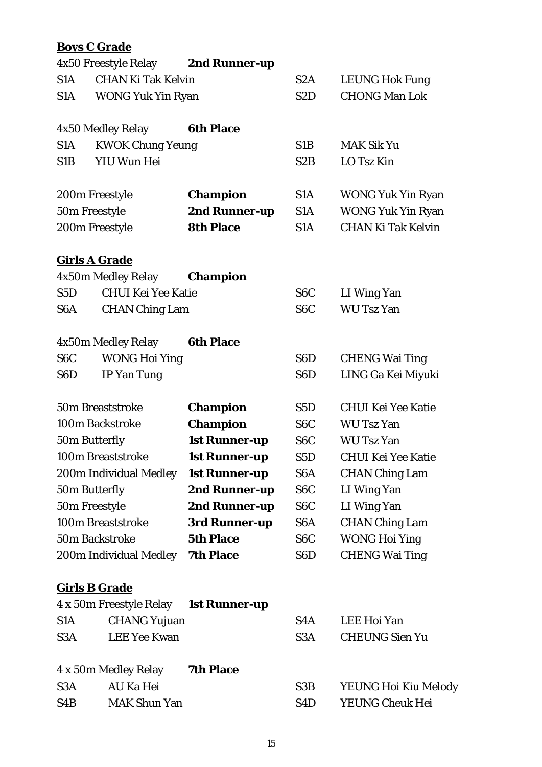**Boys C Grade**

| | | | |
|---|---|---|---|
| 4x50 Freestyle Relay | **2nd Runner-up** | | |
| S1A | CHAN Ki Tak Kelvin | S2A | LEUNG Hok Fung |
| S1A | WONG Yuk Yin Ryan | S2D | CHONG Man Lok |
| | | | |
| 4x50 Medley Relay | **6th Place** | | |
| S1A | KWOK Chung Yeung | S1B | MAK Sik Yu |
| S1B | YIU Wun Hei | S2B | LO Tsz Kin |

| | | | |
|---|---|---|---|
| 200m Freestyle | **Champion** | S1A | WONG Yuk Yin Ryan |
| 50m Freestyle | **2nd Runner-up** | S1A | WONG Yuk Yin Ryan |
| 200m Freestyle | **8th Place** | S1A | CHAN Ki Tak Kelvin |

**Girls A Grade**

| | | | |
|---|---|---|---|
| 4x50m Medley Relay | **Champion** | | |
| S5D | CHUI Kei Yee Katie | S6C | LI Wing Yan |
| S6A | CHAN Ching Lam | S6C | WU Tsz Yan |
| | | | |
| 4x50m Medley Relay | **6th Place** | | |
| S6C | WONG Hoi Ying | S6D | CHENG Wai Ting |
| S6D | IP Yan Tung | S6D | LING Ga Kei Miyuki |

| | | | |
|---|---|---|---|
| 50m Breaststroke | **Champion** | S5D | CHUI Kei Yee Katie |
| 100m Backstroke | **Champion** | S6C | WU Tsz Yan |
| 50m Butterfly | **1st Runner-up** | S6C | WU Tsz Yan |
| 100m Breaststroke | **1st Runner-up** | S5D | CHUI Kei Yee Katie |
| 200m Individual Medley | **1st Runner-up** | S6A | CHAN Ching Lam |
| 50m Butterfly | **2nd Runner-up** | S6C | LI Wing Yan |
| 50m Freestyle | **2nd Runner-up** | S6C | LI Wing Yan |
| 100m Breaststroke | **3rd Runner-up** | S6A | CHAN Ching Lam |
| 50m Backstroke | **5th Place** | S6C | WONG Hoi Ying |
| 200m Individual Medley | **7th Place** | S6D | CHENG Wai Ting |

**Girls B Grade**

| | | | |
|---|---|---|---|
| 4 x 50m Freestyle Relay | **1st Runner-up** | | |
| S1A | CHANG Yujuan | S4A | LEE Hoi Yan |
| S3A | LEE Yee Kwan | S3A | CHEUNG Sien Yu |
| | | | |
| 4 x 50m Medley Relay | **7th Place** | | |
| S3A | AU Ka Hei | S3B | YEUNG Hoi Kiu Melody |
| S4B | MAK Shun Yan | S4D | YEUNG Cheuk Hei |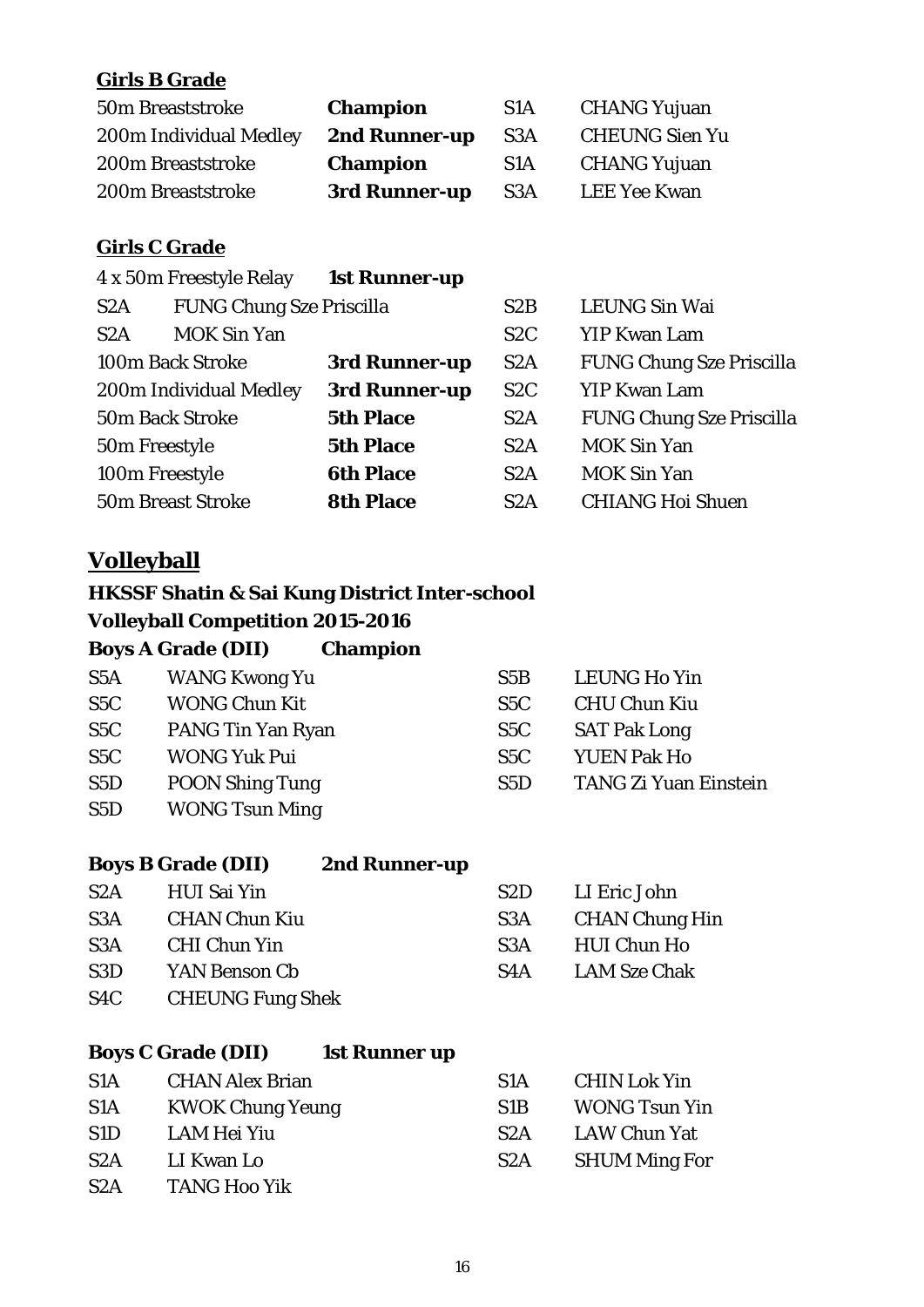#### **Girls B Grade**

| | | | |
|---|---|---|---|
| 50m Breaststroke | **Champion** | S1A | CHANG Yujuan |
| 200m Individual Medley | **2nd Runner-up** | S3A | CHEUNG Sien Yu |
| 200m Breaststroke | **Champion** | S1A | CHANG Yujuan |
| 200m Breaststroke | **3rd Runner-up** | S3A | LEE Yee Kwan |

#### **Girls C Grade**

4 x 50m Freestyle Relay **1st Runner-up**

| | | | |
|---|---|---|---|
| S2A | FUNG Chung Sze Priscilla | S2B | LEUNG Sin Wai |
| S2A | MOK Sin Yan | S2C | YIP Kwan Lam |

| | | | |
|---|---|---|---|
| 100m Back Stroke | **3rd Runner-up** | S2A | FUNG Chung Sze Priscilla |
| 200m Individual Medley | **3rd Runner-up** | S2C | YIP Kwan Lam |
| 50m Back Stroke | **5th Place** | S2A | FUNG Chung Sze Priscilla |
| 50m Freestyle | **5th Place** | S2A | MOK Sin Yan |
| 100m Freestyle | **6th Place** | S2A | MOK Sin Yan |
| 50m Breast Stroke | **8th Place** | S2A | CHIANG Hoi Shuen |

## **Volleyball**

### **HKSSF Shatin & Sai Kung District Inter-school Volleyball Competition 2015-2016**

**Boys A Grade (DII) Champion**

| | | | |
|---|---|---|---|
| S5A | WANG Kwong Yu | S5B | LEUNG Ho Yin |
| S5C | WONG Chun Kit | S5C | CHU Chun Kiu |
| S5C | PANG Tin Yan Ryan | S5C | SAT Pak Long |
| S5C | WONG Yuk Pui | S5C | YUEN Pak Ho |
| S5D | POON Shing Tung | S5D | TANG Zi Yuan Einstein |
| S5D | WONG Tsun Ming | | |

**Boys B Grade (DII) 2nd Runner-up**

| | | | |
|---|---|---|---|
| S2A | HUI Sai Yin | S2D | LI Eric John |
| S3A | CHAN Chun Kiu | S3A | CHAN Chung Hin |
| S3A | CHI Chun Yin | S3A | HUI Chun Ho |
| S3D | YAN Benson Cb | S4A | LAM Sze Chak |
| S4C | CHEUNG Fung Shek | | |

**Boys C Grade (DII) 1st Runner up**

| | | | |
|---|---|---|---|
| S1A | CHAN Alex Brian | S1A | CHIN Lok Yin |
| S1A | KWOK Chung Yeung | S1B | WONG Tsun Yin |
| S1D | LAM Hei Yiu | S2A | LAW Chun Yat |
| S2A | LI Kwan Lo | S2A | SHUM Ming For |
| S2A | TANG Hoo Yik | | |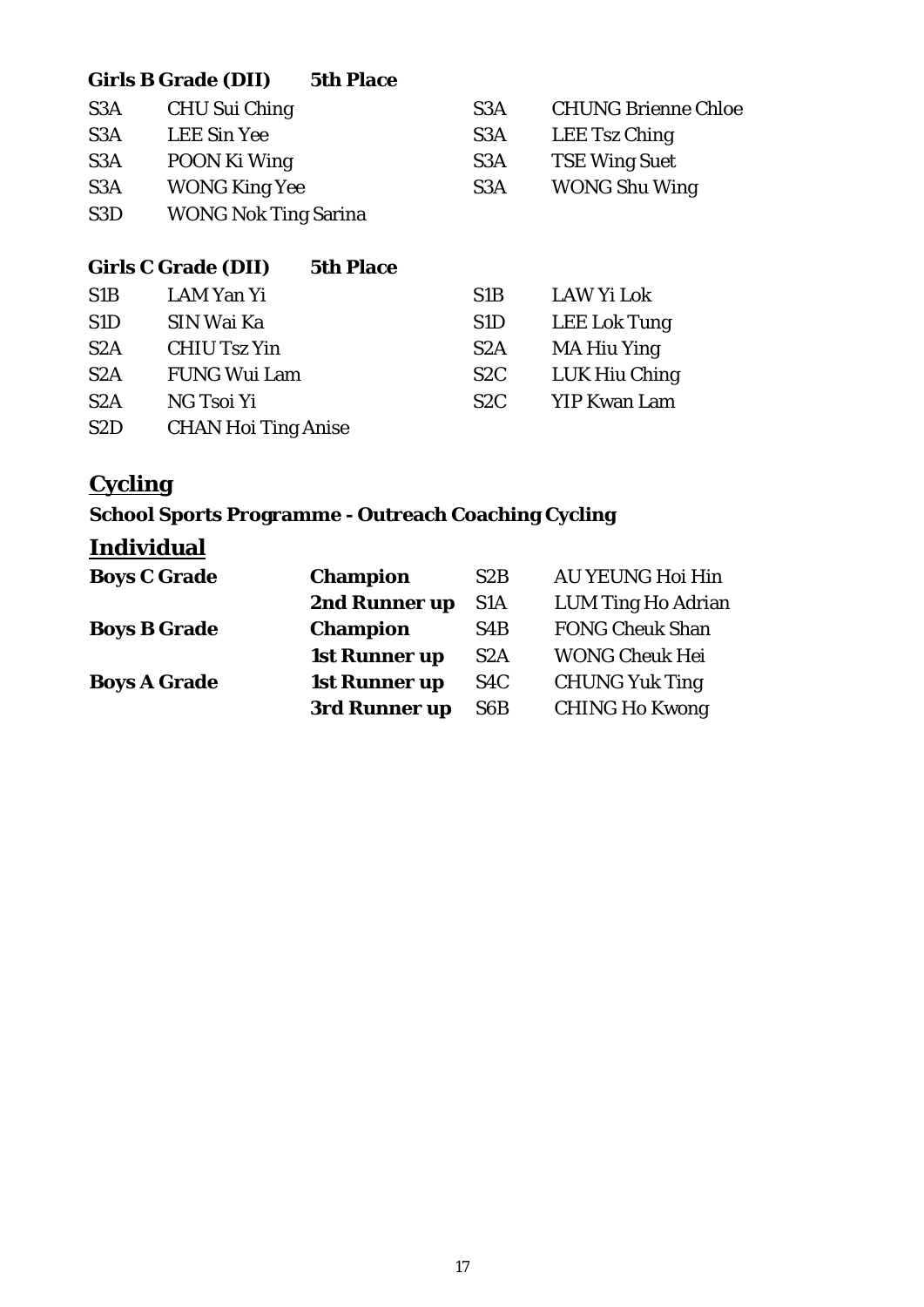**Girls B Grade (DII)** **5th Place**

| | | | |
|---|---|---|---|
| S3A | CHU Sui Ching | S3A | CHUNG Brienne Chloe |
| S3A | LEE Sin Yee | S3A | LEE Tsz Ching |
| S3A | POON Ki Wing | S3A | TSE Wing Suet |
| S3A | WONG King Yee | S3A | WONG Shu Wing |
| S3D | WONG Nok Ting Sarina | | |

**Girls C Grade (DII)** **5th Place**

| | | | |
|---|---|---|---|
| S1B | LAM Yan Yi | S1B | LAW Yi Lok |
| S1D | SIN Wai Ka | S1D | LEE Lok Tung |
| S2A | CHIU Tsz Yin | S2A | MA Hiu Ying |
| S2A | FUNG Wui Lam | S2C | LUK Hiu Ching |
| S2A | NG Tsoi Yi | S2C | YIP Kwan Lam |
| S2D | CHAN Hoi Ting Anise | | |

## Cycling

### School Sports Programme - Outreach Coaching Cycling

### Individual

| | | | |
|---|---|---|---|
| **Boys C Grade** | **Champion** | S2B | AU YEUNG Hoi Hin |
| | **2nd Runner up** | S1A | LUM Ting Ho Adrian |
| **Boys B Grade** | **Champion** | S4B | FONG Cheuk Shan |
| | **1st Runner up** | S2A | WONG Cheuk Hei |
| **Boys A Grade** | **1st Runner up** | S4C | CHUNG Yuk Ting |
| | **3rd Runner up** | S6B | CHING Ho Kwong |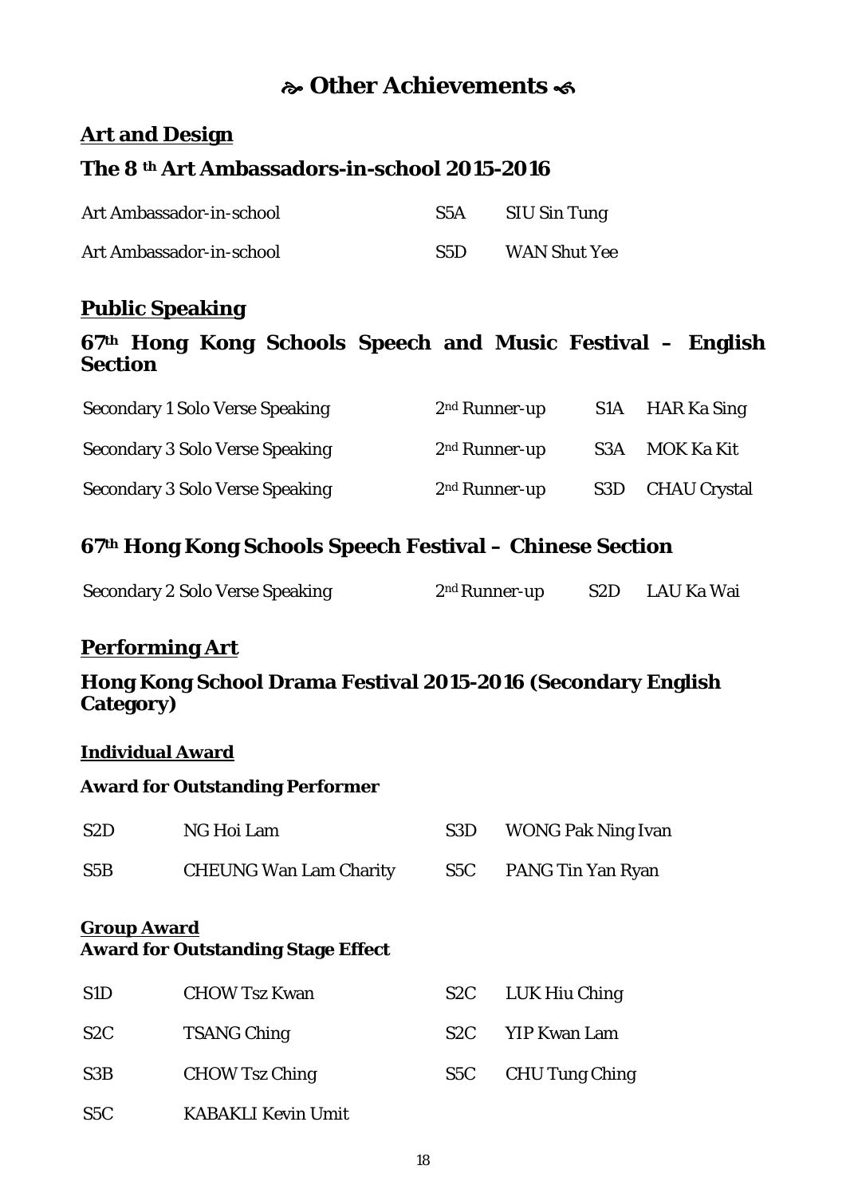# ☙ Other Achievements ❧

## Art and Design

### The 8 th Art Ambassadors-in-school 2015-2016

| | | |
|---|---|---|
| Art Ambassador-in-school | S5A | SIU Sin Tung |
| Art Ambassador-in-school | S5D | WAN Shut Yee |

## Public Speaking

### 67th Hong Kong Schools Speech and Music Festival – English Section

| | | | |
|---|---|---|---|
| Secondary 1 Solo Verse Speaking | 2nd Runner-up | S1A | HAR Ka Sing |
| Secondary 3 Solo Verse Speaking | 2nd Runner-up | S3A | MOK Ka Kit |
| Secondary 3 Solo Verse Speaking | 2nd Runner-up | S3D | CHAU Crystal |

### 67th Hong Kong Schools Speech Festival – Chinese Section

| | | | |
|---|---|---|---|
| Secondary 2 Solo Verse Speaking | 2nd Runner-up | S2D | LAU Ka Wai |

## Performing Art

### Hong Kong School Drama Festival 2015-2016 (Secondary English Category)

**Individual Award**

**Award for Outstanding Performer**

| | | | |
|---|---|---|---|
| S2D | NG Hoi Lam | S3D | WONG Pak Ning Ivan |
| S5B | CHEUNG Wan Lam Charity | S5C | PANG Tin Yan Ryan |

**Group Award**

**Award for Outstanding Stage Effect**

| | | | |
|---|---|---|---|
| S1D | CHOW Tsz Kwan | S2C | LUK Hiu Ching |
| S2C | TSANG Ching | S2C | YIP Kwan Lam |
| S3B | CHOW Tsz Ching | S5C | CHU Tung Ching |
| S5C | KABAKLI Kevin Umit | | |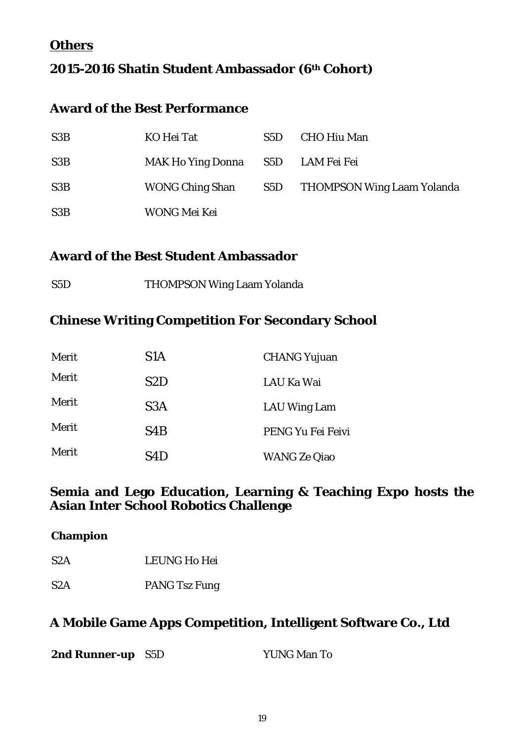## Others

## 2015-2016 Shatin Student Ambassador (6th Cohort)

### Award of the Best Performance

| | | | |
|---|---|---|---|
| S3B | KO Hei Tat | S5D | CHO Hiu Man |
| S3B | MAK Ho Ying Donna | S5D | LAM Fei Fei |
| S3B | WONG Ching Shan | S5D | THOMPSON Wing Laam Yolanda |
| S3B | WONG Mei Kei | | |

### Award of the Best Student Ambassador

| | |
|---|---|
| S5D | THOMPSON Wing Laam Yolanda |

## Chinese Writing Competition For Secondary School

| | | |
|---|---|---|
| Merit | S1A | CHANG Yujuan |
| Merit | S2D | LAU Ka Wai |
| Merit | S3A | LAU Wing Lam |
| Merit | S4B | PENG Yu Fei Feivi |
| Merit | S4D | WANG Ze Qiao |

## Semia and Lego Education, Learning & Teaching Expo hosts the Asian Inter School Robotics Challenge

**Champion**

| | |
|---|---|
| S2A | LEUNG Ho Hei |
| S2A | PANG Tsz Fung |

## A Mobile Game Apps Competition, Intelligent Software Co., Ltd

| | | |
|---|---|---|
| **2nd Runner-up** | S5D | YUNG Man To |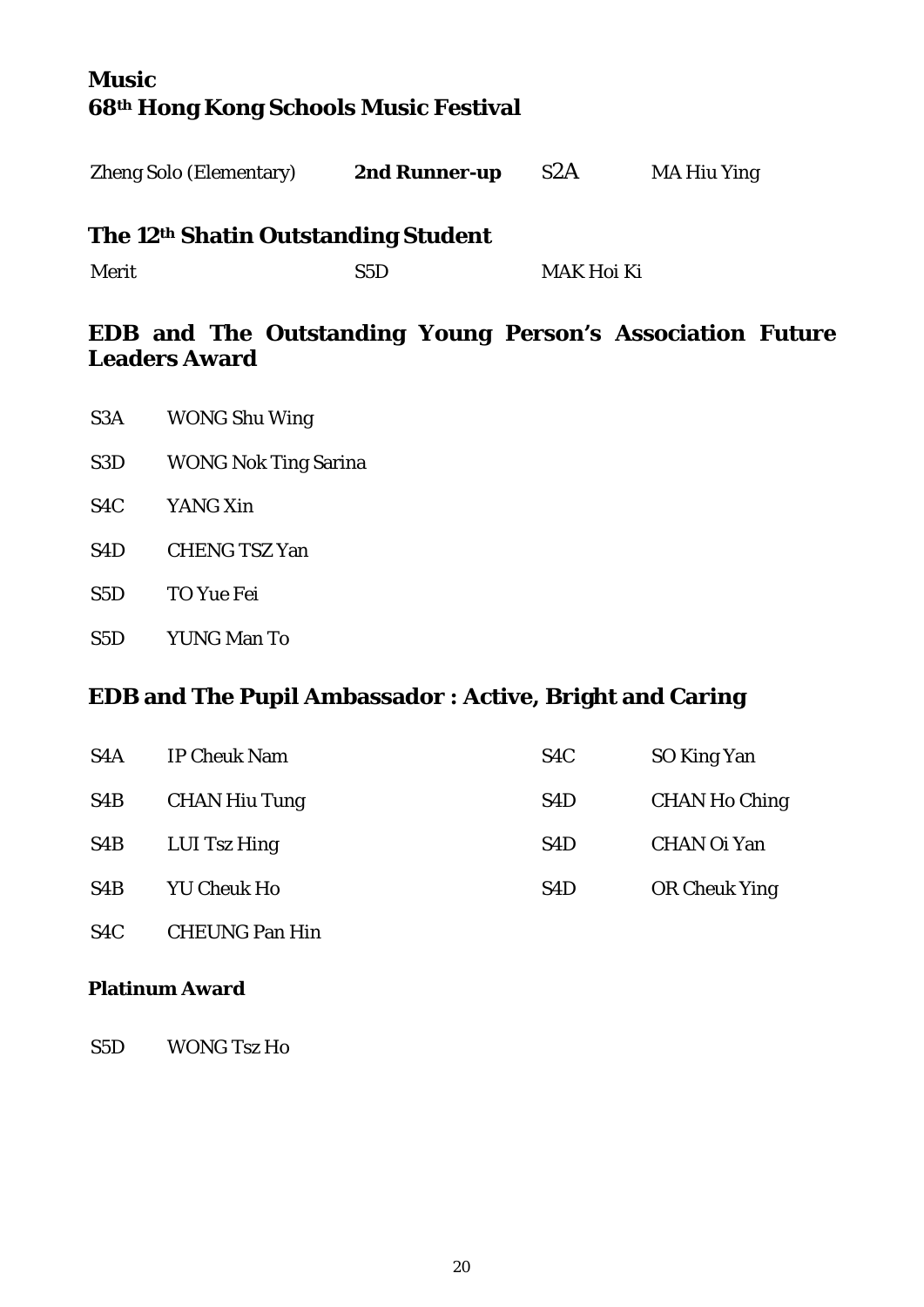## Music

## 68th Hong Kong Schools Music Festival

| | | | |
|---|---|---|---|
| Zheng Solo (Elementary) | **2nd Runner-up** | S2A | MA Hiu Ying |

## The 12th Shatin Outstanding Student

| | | |
|---|---|---|
| Merit | S5D | MAK Hoi Ki |

## EDB and The Outstanding Young Person's Association Future Leaders Award

| | |
|---|---|
| S3A | WONG Shu Wing |
| S3D | WONG Nok Ting Sarina |
| S4C | YANG Xin |
| S4D | CHENG TSZ Yan |
| S5D | TO Yue Fei |
| S5D | YUNG Man To |

## EDB and The Pupil Ambassador : Active, Bright and Caring

| | |
|---|---|
| S4A | IP Cheuk Nam |
| S4B | CHAN Hiu Tung |
| S4B | LUI Tsz Hing |
| S4B | YU Cheuk Ho |
| S4C | CHEUNG Pan Hin |
| S4C | SO King Yan |
| S4D | CHAN Ho Ching |
| S4D | CHAN Oi Yan |
| S4D | OR Cheuk Ying |

### Platinum Award

| | |
|---|---|
| S5D | WONG Tsz Ho |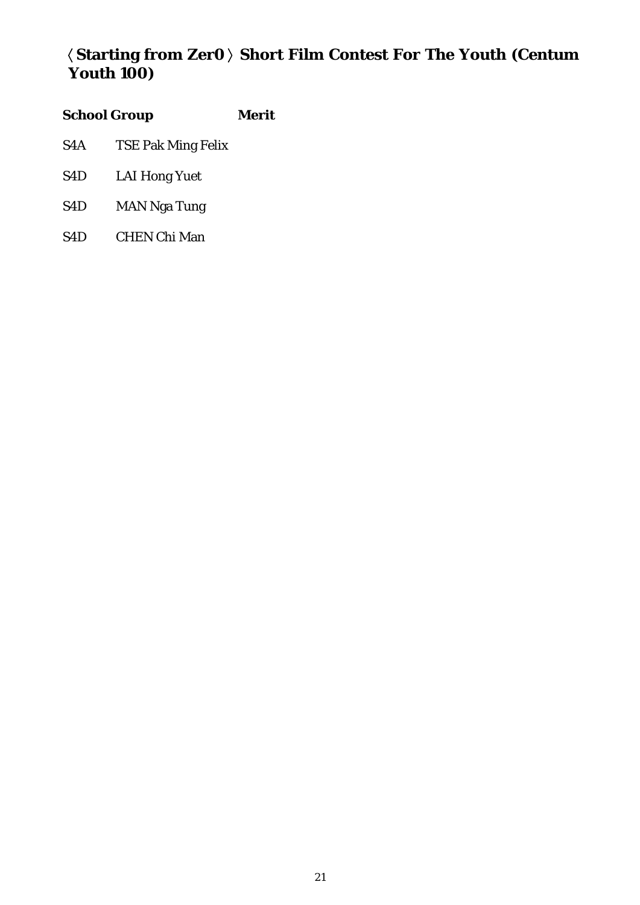## 〈Starting from Zer0〉Short Film Contest For The Youth (Centum Youth 100)

**School Group** **Merit**

| | |
|---|---|
| S4A | TSE Pak Ming Felix |
| S4D | LAI Hong Yuet |
| S4D | MAN Nga Tung |
| S4D | CHEN Chi Man |